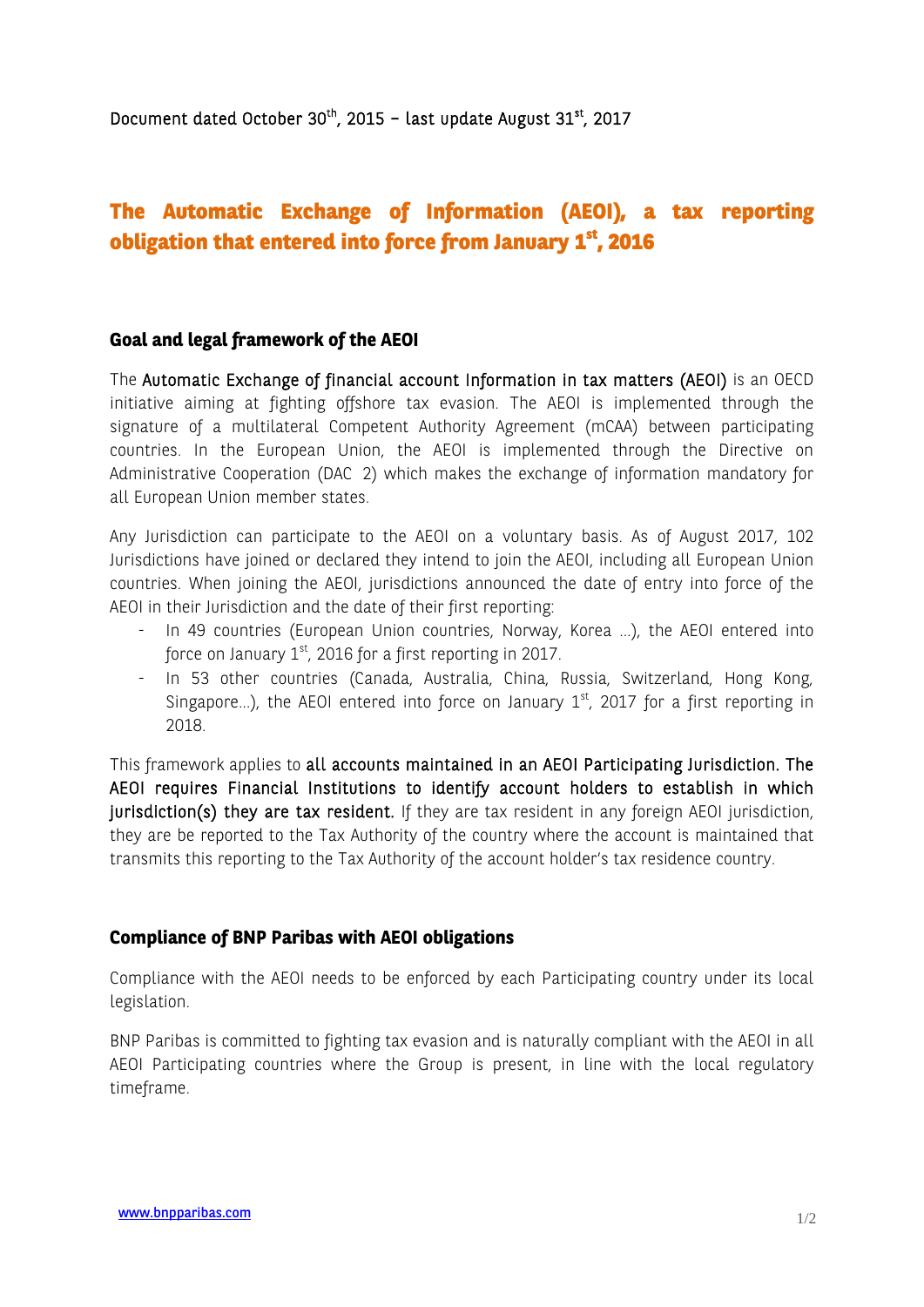Document dated October 30th, 2015 – last update August 31st, 2017

# The Automatic Exchange of Information (AEOI), a tax reporting obligation that entered into force from January 1st, 2016

## Goal and legal framework of the AEOI

The Automatic Exchange of financial account Information in tax matters (AEOI) is an OECD initiative aiming at fighting offshore tax evasion. The AEOI is implemented through the signature of a multilateral Competent Authority Agreement (mCAA) between participating countries. In the European Union, the AEOI is implemented through the Directive on Administrative Cooperation (DAC 2) which makes the exchange of information mandatory for all European Union member states.

Any Jurisdiction can participate to the AEOI on a voluntary basis. As of August 2017, 102 Jurisdictions have joined or declared they intend to join the AEOI, including all European Union countries. When joining the AEOI, jurisdictions announced the date of entry into force of the AEOI in their Jurisdiction and the date of their first reporting:

- In 49 countries (European Union countries, Norway, Korea …), the AEOI entered into force on January 1st, 2016 for a first reporting in 2017.
- In 53 other countries (Canada, Australia, China, Russia, Switzerland, Hong Kong, Singapore…), the AEOI entered into force on January 1st, 2017 for a first reporting in 2018.

This framework applies to all accounts maintained in an AEOI Participating Jurisdiction. The AEOI requires Financial Institutions to identify account holders to establish in which jurisdiction(s) they are tax resident. If they are tax resident in any foreign AEOI jurisdiction, they are be reported to the Tax Authority of the country where the account is maintained that transmits this reporting to the Tax Authority of the account holder's tax residence country.

## Compliance of BNP Paribas with AEOI obligations

Compliance with the AEOI needs to be enforced by each Participating country under its local legislation.

BNP Paribas is committed to fighting tax evasion and is naturally compliant with the AEOI in all AEOI Participating countries where the Group is present, in line with the local regulatory timeframe.

www.bnpparibas.com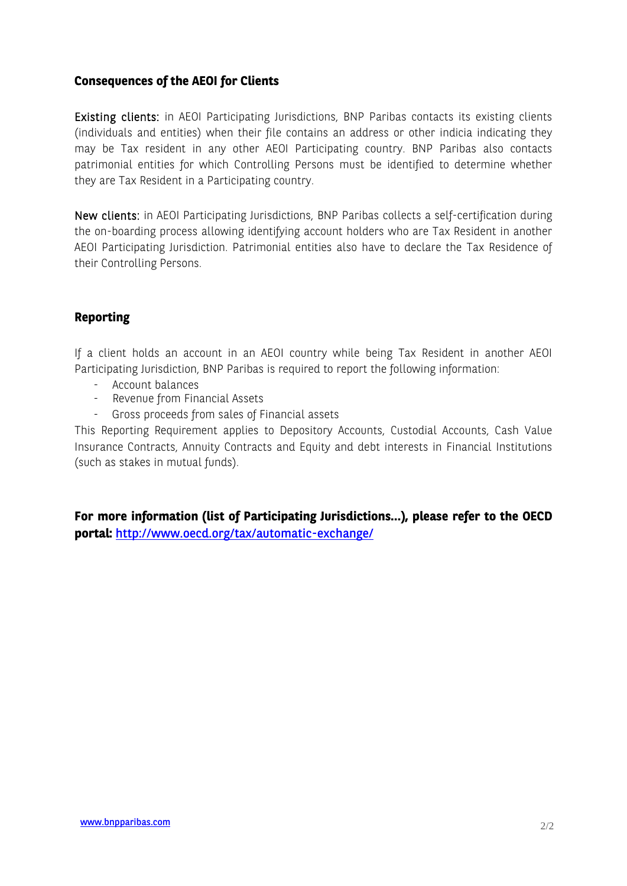## Consequences of the AEOI for Clients

**Existing clients:** in AEOI Participating Jurisdictions, BNP Paribas contacts its existing clients (individuals and entities) when their file contains an address or other indicia indicating they may be Tax resident in any other AEOI Participating country. BNP Paribas also contacts patrimonial entities for which Controlling Persons must be identified to determine whether they are Tax Resident in a Participating country.

**New clients:** in AEOI Participating Jurisdictions, BNP Paribas collects a self-certification during the on-boarding process allowing identifying account holders who are Tax Resident in another AEOI Participating Jurisdiction. Patrimonial entities also have to declare the Tax Residence of their Controlling Persons.

## Reporting

If a client holds an account in an AEOI country while being Tax Resident in another AEOI Participating Jurisdiction, BNP Paribas is required to report the following information:

- Account balances
- Revenue from Financial Assets
- Gross proceeds from sales of Financial assets

This Reporting Requirement applies to Depository Accounts, Custodial Accounts, Cash Value Insurance Contracts, Annuity Contracts and Equity and debt interests in Financial Institutions (such as stakes in mutual funds).

**For more information (list of Participating Jurisdictions…), please refer to the OECD portal:** [http://www.oecd.org/tax/automatic-exchange/](http://www.oecd.org/tax/automatic-exchange/)